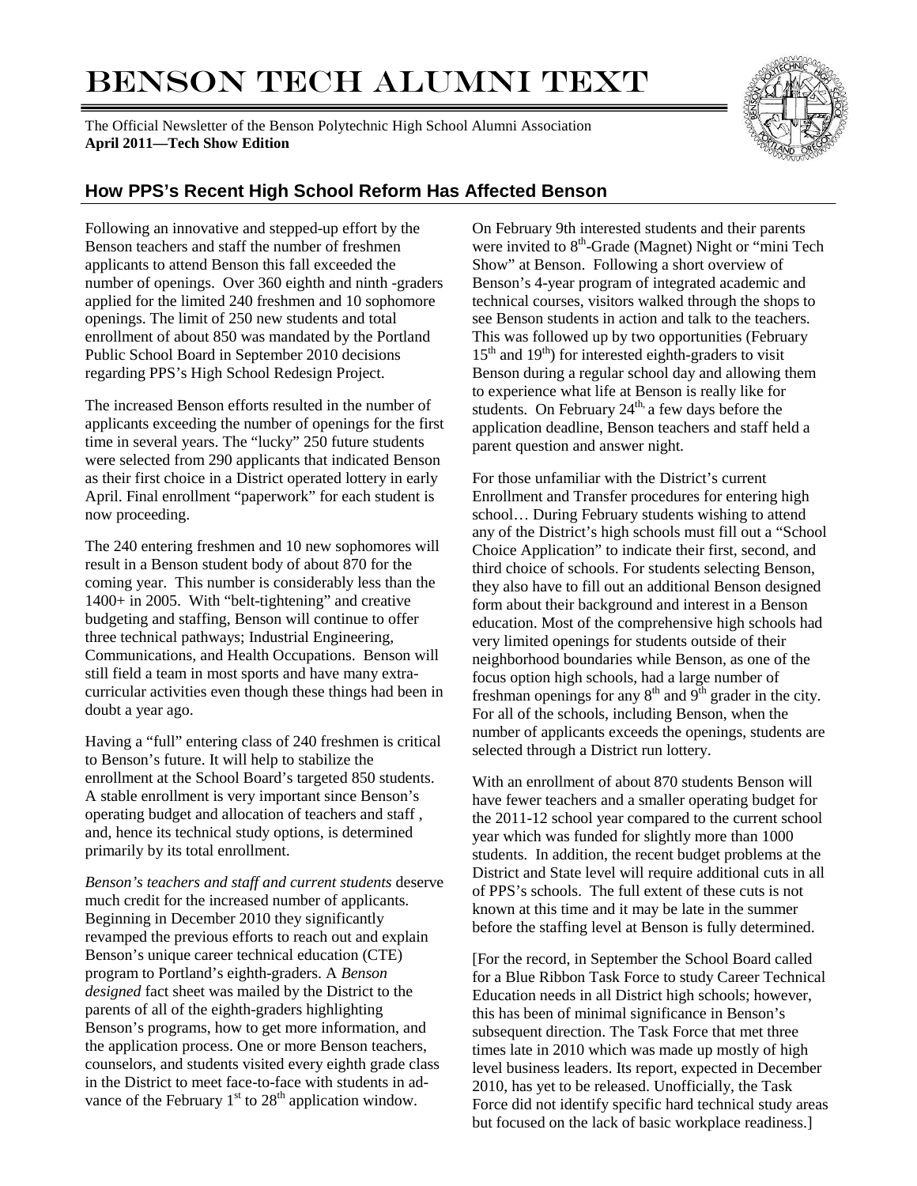# Benson Tech Alumni Text

The Official Newsletter of the Benson Polytechnic High School Alumni Association
**April 2011—Tech Show Edition**

## How PPS's Recent High School Reform Has Affected Benson

Following an innovative and stepped-up effort by the Benson teachers and staff the number of freshmen applicants to attend Benson this fall exceeded the number of openings. Over 360 eighth and ninth -graders applied for the limited 240 freshmen and 10 sophomore openings. The limit of 250 new students and total enrollment of about 850 was mandated by the Portland Public School Board in September 2010 decisions regarding PPS's High School Redesign Project.

The increased Benson efforts resulted in the number of applicants exceeding the number of openings for the first time in several years. The "lucky" 250 future students were selected from 290 applicants that indicated Benson as their first choice in a District operated lottery in early April. Final enrollment "paperwork" for each student is now proceeding.

The 240 entering freshmen and 10 new sophomores will result in a Benson student body of about 870 for the coming year. This number is considerably less than the 1400+ in 2005. With "belt-tightening" and creative budgeting and staffing, Benson will continue to offer three technical pathways; Industrial Engineering, Communications, and Health Occupations. Benson will still field a team in most sports and have many extra-curricular activities even though these things had been in doubt a year ago.

Having a "full" entering class of 240 freshmen is critical to Benson's future. It will help to stabilize the enrollment at the School Board's targeted 850 students. A stable enrollment is very important since Benson's operating budget and allocation of teachers and staff , and, hence its technical study options, is determined primarily by its total enrollment.

*Benson's teachers and staff and current students* deserve much credit for the increased number of applicants. Beginning in December 2010 they significantly revamped the previous efforts to reach out and explain Benson's unique career technical education (CTE) program to Portland's eighth-graders. A *Benson designed* fact sheet was mailed by the District to the parents of all of the eighth-graders highlighting Benson's programs, how to get more information, and the application process. One or more Benson teachers, counselors, and students visited every eighth grade class in the District to meet face-to-face with students in advance of the February 1st to 28th application window.

On February 9th interested students and their parents were invited to 8th-Grade (Magnet) Night or "mini Tech Show" at Benson. Following a short overview of Benson's 4-year program of integrated academic and technical courses, visitors walked through the shops to see Benson students in action and talk to the teachers. This was followed up by two opportunities (February 15th and 19th) for interested eighth-graders to visit Benson during a regular school day and allowing them to experience what life at Benson is really like for students. On February 24th, a few days before the application deadline, Benson teachers and staff held a parent question and answer night.

For those unfamiliar with the District's current Enrollment and Transfer procedures for entering high school… During February students wishing to attend any of the District's high schools must fill out a "School Choice Application" to indicate their first, second, and third choice of schools. For students selecting Benson, they also have to fill out an additional Benson designed form about their background and interest in a Benson education. Most of the comprehensive high schools had very limited openings for students outside of their neighborhood boundaries while Benson, as one of the focus option high schools, had a large number of freshman openings for any 8th and 9th grader in the city. For all of the schools, including Benson, when the number of applicants exceeds the openings, students are selected through a District run lottery.

With an enrollment of about 870 students Benson will have fewer teachers and a smaller operating budget for the 2011-12 school year compared to the current school year which was funded for slightly more than 1000 students. In addition, the recent budget problems at the District and State level will require additional cuts in all of PPS's schools. The full extent of these cuts is not known at this time and it may be late in the summer before the staffing level at Benson is fully determined.

[For the record, in September the School Board called for a Blue Ribbon Task Force to study Career Technical Education needs in all District high schools; however, this has been of minimal significance in Benson's subsequent direction. The Task Force that met three times late in 2010 which was made up mostly of high level business leaders. Its report, expected in December 2010, has yet to be released. Unofficially, the Task Force did not identify specific hard technical study areas but focused on the lack of basic workplace readiness.]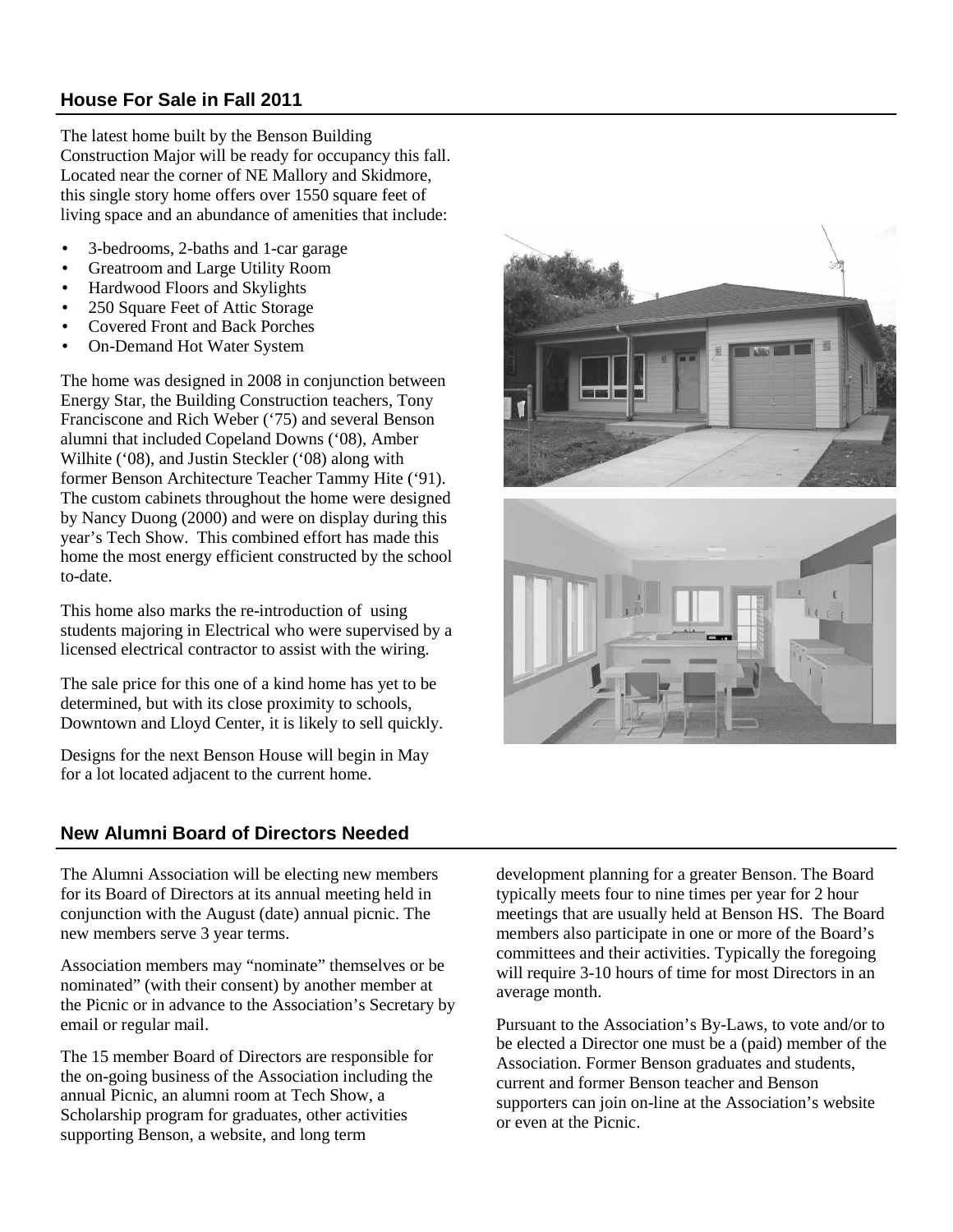## House For Sale in Fall 2011

The latest home built by the Benson Building Construction Major will be ready for occupancy this fall. Located near the corner of NE Mallory and Skidmore, this single story home offers over 1550 square feet of living space and an abundance of amenities that include:

- 3-bedrooms, 2-baths and 1-car garage
- Greatroom and Large Utility Room
- Hardwood Floors and Skylights
- 250 Square Feet of Attic Storage
- Covered Front and Back Porches
- On-Demand Hot Water System

The home was designed in 2008 in conjunction between Energy Star, the Building Construction teachers, Tony Franciscone and Rich Weber ('75) and several Benson alumni that included Copeland Downs ('08), Amber Wilhite ('08), and Justin Steckler ('08) along with former Benson Architecture Teacher Tammy Hite ('91). The custom cabinets throughout the home were designed by Nancy Duong (2000) and were on display during this year's Tech Show. This combined effort has made this home the most energy efficient constructed by the school to-date.

This home also marks the re-introduction of using students majoring in Electrical who were supervised by a licensed electrical contractor to assist with the wiring.

The sale price for this one of a kind home has yet to be determined, but with its close proximity to schools, Downtown and Lloyd Center, it is likely to sell quickly.

Designs for the next Benson House will begin in May for a lot located adjacent to the current home.

## New Alumni Board of Directors Needed

The Alumni Association will be electing new members for its Board of Directors at its annual meeting held in conjunction with the August (date) annual picnic. The new members serve 3 year terms.

Association members may "nominate" themselves or be nominated" (with their consent) by another member at the Picnic or in advance to the Association's Secretary by email or regular mail.

The 15 member Board of Directors are responsible for the on-going business of the Association including the annual Picnic, an alumni room at Tech Show, a Scholarship program for graduates, other activities supporting Benson, a website, and long term development planning for a greater Benson. The Board typically meets four to nine times per year for 2 hour meetings that are usually held at Benson HS. The Board members also participate in one or more of the Board's committees and their activities. Typically the foregoing will require 3-10 hours of time for most Directors in an average month.

Pursuant to the Association's By-Laws, to vote and/or to be elected a Director one must be a (paid) member of the Association. Former Benson graduates and students, current and former Benson teacher and Benson supporters can join on-line at the Association's website or even at the Picnic.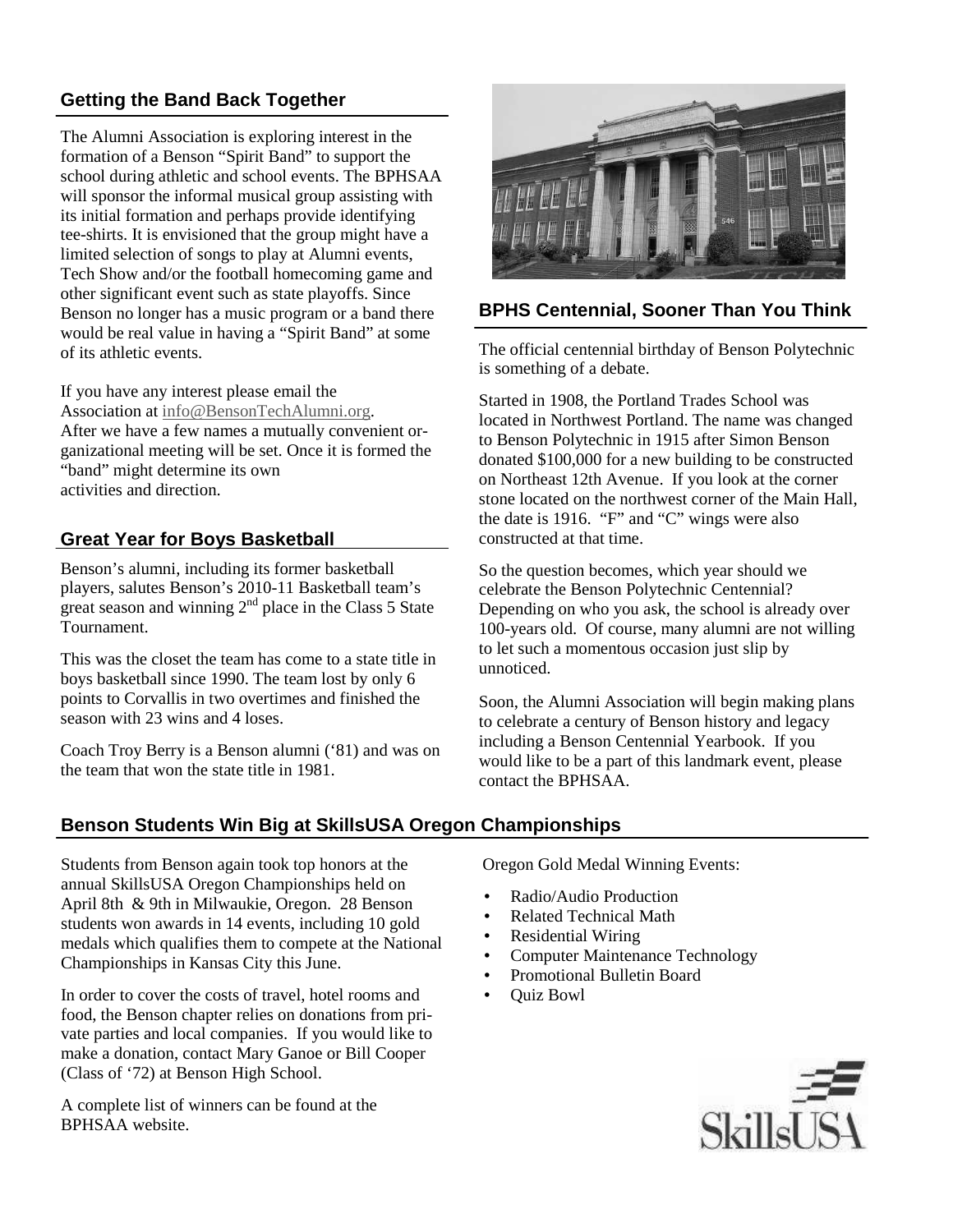## Getting the Band Back Together

The Alumni Association is exploring interest in the formation of a Benson "Spirit Band" to support the school during athletic and school events. The BPHSAA will sponsor the informal musical group assisting with its initial formation and perhaps provide identifying tee-shirts. It is envisioned that the group might have a limited selection of songs to play at Alumni events, Tech Show and/or the football homecoming game and other significant event such as state playoffs. Since Benson no longer has a music program or a band there would be real value in having a "Spirit Band" at some of its athletic events.

If you have any interest please email the Association at info@BensonTechAlumni.org. After we have a few names a mutually convenient organizational meeting will be set. Once it is formed the "band" might determine its own activities and direction.

## Great Year for Boys Basketball

Benson's alumni, including its former basketball players, salutes Benson's 2010-11 Basketball team's great season and winning 2nd place in the Class 5 State Tournament.

This was the closet the team has come to a state title in boys basketball since 1990. The team lost by only 6 points to Corvallis in two overtimes and finished the season with 23 wins and 4 loses.

Coach Troy Berry is a Benson alumni ('81) and was on the team that won the state title in 1981.

## BPHS Centennial, Sooner Than You Think

The official centennial birthday of Benson Polytechnic is something of a debate.

Started in 1908, the Portland Trades School was located in Northwest Portland. The name was changed to Benson Polytechnic in 1915 after Simon Benson donated $100,000 for a new building to be constructed on Northeast 12th Avenue. If you look at the corner stone located on the northwest corner of the Main Hall, the date is 1916. "F" and "C" wings were also constructed at that time.

So the question becomes, which year should we celebrate the Benson Polytechnic Centennial? Depending on who you ask, the school is already over 100-years old. Of course, many alumni are not willing to let such a momentous occasion just slip by unnoticed.

Soon, the Alumni Association will begin making plans to celebrate a century of Benson history and legacy including a Benson Centennial Yearbook. If you would like to be a part of this landmark event, please contact the BPHSAA.

## Benson Students Win Big at SkillsUSA Oregon Championships

Students from Benson again took top honors at the annual SkillsUSA Oregon Championships held on April 8th & 9th in Milwaukie, Oregon. 28 Benson students won awards in 14 events, including 10 gold medals which qualifies them to compete at the National Championships in Kansas City this June.

In order to cover the costs of travel, hotel rooms and food, the Benson chapter relies on donations from private parties and local companies. If you would like to make a donation, contact Mary Ganoe or Bill Cooper (Class of '72) at Benson High School.

A complete list of winners can be found at the BPHSAA website.

Oregon Gold Medal Winning Events:

- Radio/Audio Production
- Related Technical Math
- Residential Wiring
- Computer Maintenance Technology
- Promotional Bulletin Board
- Quiz Bowl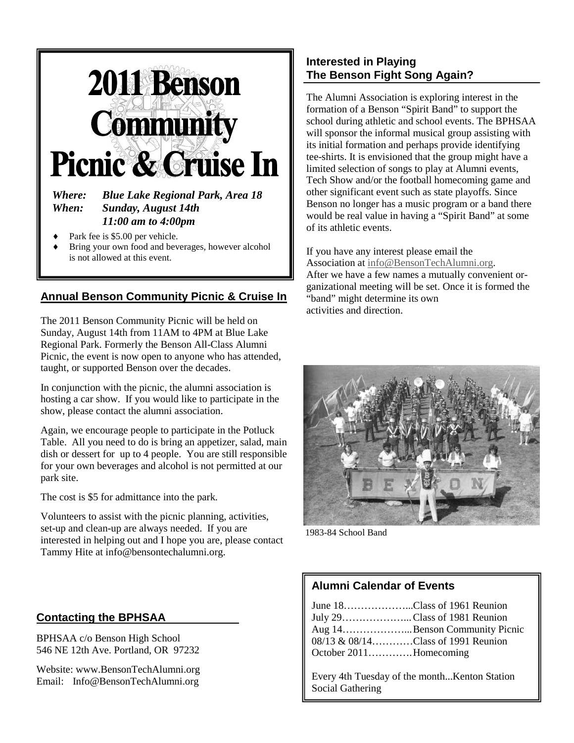# 2011 Benson Community Picnic & Cruise In

*Where:* ***Blue Lake Regional Park, Area 18***
*When:* ***Sunday, August 14th***
***11:00 am to 4:00pm***

- Park fee is $5.00 per vehicle.
- Bring your own food and beverages, however alcohol is not allowed at this event.

## Annual Benson Community Picnic & Cruise In

The 2011 Benson Community Picnic will be held on Sunday, August 14th from 11AM to 4PM at Blue Lake Regional Park. Formerly the Benson All-Class Alumni Picnic, the event is now open to anyone who has attended, taught, or supported Benson over the decades.

In conjunction with the picnic, the alumni association is hosting a car show. If you would like to participate in the show, please contact the alumni association.

Again, we encourage people to participate in the Potluck Table. All you need to do is bring an appetizer, salad, main dish or dessert for up to 4 people. You are still responsible for your own beverages and alcohol is not permitted at our park site.

The cost is $5 for admittance into the park.

Volunteers to assist with the picnic planning, activities, set-up and clean-up are always needed. If you are interested in helping out and I hope you are, please contact Tammy Hite at info@bensontechalumni.org.

## Contacting the BPHSAA

BPHSAA c/o Benson High School
546 NE 12th Ave. Portland, OR 97232

Website: www.BensonTechAlumni.org
Email: Info@BensonTechAlumni.org

## Interested in Playing The Benson Fight Song Again?

The Alumni Association is exploring interest in the formation of a Benson "Spirit Band" to support the school during athletic and school events. The BPHSAA will sponsor the informal musical group assisting with its initial formation and perhaps provide identifying tee-shirts. It is envisioned that the group might have a limited selection of songs to play at Alumni events, Tech Show and/or the football homecoming game and other significant event such as state playoffs. Since Benson no longer has a music program or a band there would be real value in having a "Spirit Band" at some of its athletic events.

If you have any interest please email the Association at info@BensonTechAlumni.org. After we have a few names a mutually convenient organizational meeting will be set. Once it is formed the "band" might determine its own activities and direction.

1983-84 School Band

## Alumni Calendar of Events

June 18………………...Class of 1961 Reunion
July 29………………... Class of 1981 Reunion
Aug 14………………...Benson Community Picnic
08/13 & 08/14…………Class of 1991 Reunion
October 2011………….Homecoming

Every 4th Tuesday of the month...Kenton Station Social Gathering